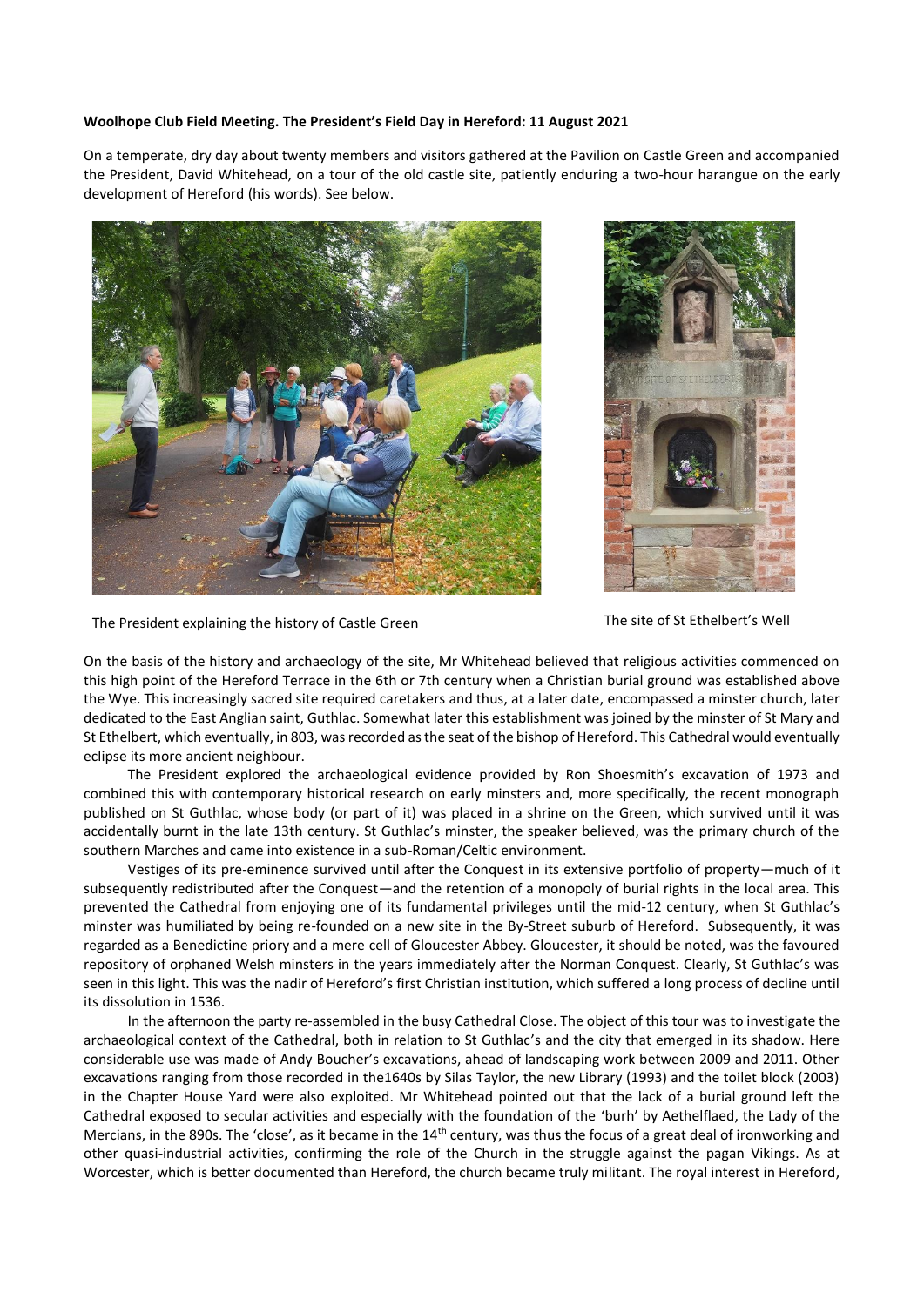**Woolhope Club Field Meeting. The President's Field Day in Hereford: 11 August 2021**

On a temperate, dry day about twenty members and visitors gathered at the Pavilion on Castle Green and accompanied the President, David Whitehead, on a tour of the old castle site, patiently enduring a two-hour harangue on the early development of Hereford (his words). See below.

The President explaining the history of Castle Green

The site of St Ethelbert's Well

On the basis of the history and archaeology of the site, Mr Whitehead believed that religious activities commenced on this high point of the Hereford Terrace in the 6th or 7th century when a Christian burial ground was established above the Wye. This increasingly sacred site required caretakers and thus, at a later date, encompassed a minster church, later dedicated to the East Anglian saint, Guthlac. Somewhat later this establishment was joined by the minster of St Mary and St Ethelbert, which eventually, in 803, was recorded as the seat of the bishop of Hereford. This Cathedral would eventually eclipse its more ancient neighbour.

The President explored the archaeological evidence provided by Ron Shoesmith's excavation of 1973 and combined this with contemporary historical research on early minsters and, more specifically, the recent monograph published on St Guthlac, whose body (or part of it) was placed in a shrine on the Green, which survived until it was accidentally burnt in the late 13th century. St Guthlac's minster, the speaker believed, was the primary church of the southern Marches and came into existence in a sub-Roman/Celtic environment.

Vestiges of its pre-eminence survived until after the Conquest in its extensive portfolio of property—much of it subsequently redistributed after the Conquest—and the retention of a monopoly of burial rights in the local area. This prevented the Cathedral from enjoying one of its fundamental privileges until the mid-12 century, when St Guthlac's minster was humiliated by being re-founded on a new site in the By-Street suburb of Hereford. Subsequently, it was regarded as a Benedictine priory and a mere cell of Gloucester Abbey. Gloucester, it should be noted, was the favoured repository of orphaned Welsh minsters in the years immediately after the Norman Conquest. Clearly, St Guthlac's was seen in this light. This was the nadir of Hereford's first Christian institution, which suffered a long process of decline until its dissolution in 1536.

In the afternoon the party re-assembled in the busy Cathedral Close. The object of this tour was to investigate the archaeological context of the Cathedral, both in relation to St Guthlac's and the city that emerged in its shadow. Here considerable use was made of Andy Boucher's excavations, ahead of landscaping work between 2009 and 2011. Other excavations ranging from those recorded in the1640s by Silas Taylor, the new Library (1993) and the toilet block (2003) in the Chapter House Yard were also exploited. Mr Whitehead pointed out that the lack of a burial ground left the Cathedral exposed to secular activities and especially with the foundation of the 'burh' by Aethelflaed, the Lady of the Mercians, in the 890s. The 'close', as it became in the 14th century, was thus the focus of a great deal of ironworking and other quasi-industrial activities, confirming the role of the Church in the struggle against the pagan Vikings. As at Worcester, which is better documented than Hereford, the church became truly militant. The royal interest in Hereford,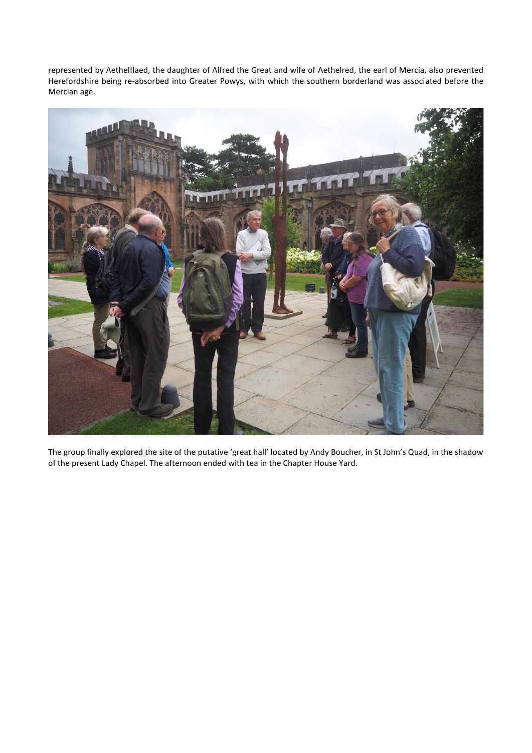represented by Aethelflaed, the daughter of Alfred the Great and wife of Aethelred, the earl of Mercia, also prevented Herefordshire being re-absorbed into Greater Powys, with which the southern borderland was associated before the Mercian age.

The group finally explored the site of the putative 'great hall' located by Andy Boucher, in St John's Quad, in the shadow of the present Lady Chapel. The afternoon ended with tea in the Chapter House Yard.